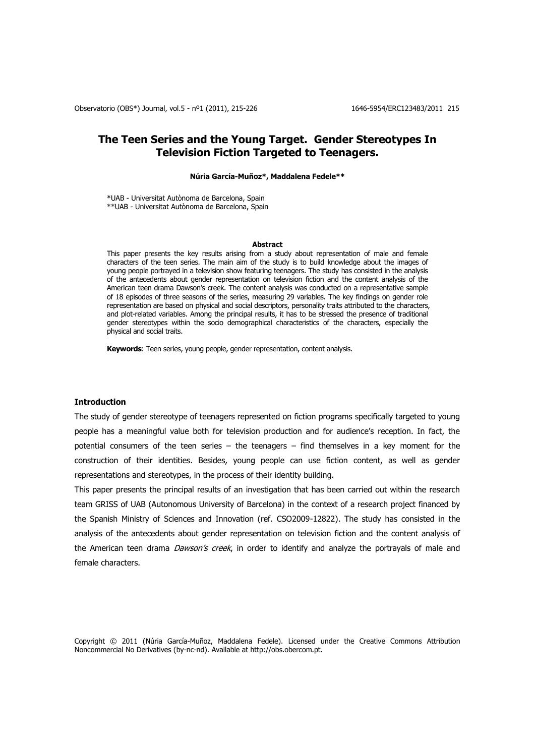# The Teen Series and the Young Target. Gender Stereotypes In Television Fiction Targeted to Teenagers.

**Núria García-Muñoz*, Maddalena Fedele****

*UAB - Universitat Autònoma de Barcelona, Spain
**UAB - Universitat Autònoma de Barcelona, Spain

### Abstract

This paper presents the key results arising from a study about representation of male and female characters of the teen series. The main aim of the study is to build knowledge about the images of young people portrayed in a television show featuring teenagers. The study has consisted in the analysis of the antecedents about gender representation on television fiction and the content analysis of the American teen drama Dawson's creek. The content analysis was conducted on a representative sample of 18 episodes of three seasons of the series, measuring 29 variables. The key findings on gender role representation are based on physical and social descriptors, personality traits attributed to the characters, and plot-related variables. Among the principal results, it has to be stressed the presence of traditional gender stereotypes within the socio demographical characteristics of the characters, especially the physical and social traits.

**Keywords**: Teen series, young people, gender representation, content analysis.

## Introduction

The study of gender stereotype of teenagers represented on fiction programs specifically targeted to young people has a meaningful value both for television production and for audience's reception. In fact, the potential consumers of the teen series – the teenagers – find themselves in a key moment for the construction of their identities. Besides, young people can use fiction content, as well as gender representations and stereotypes, in the process of their identity building.

This paper presents the principal results of an investigation that has been carried out within the research team GRISS of UAB (Autonomous University of Barcelona) in the context of a research project financed by the Spanish Ministry of Sciences and Innovation (ref. CSO2009-12822). The study has consisted in the analysis of the antecedents about gender representation on television fiction and the content analysis of the American teen drama *Dawson's creek*, in order to identify and analyze the portrayals of male and female characters.

Copyright © 2011 (Núria García-Muñoz, Maddalena Fedele). Licensed under the Creative Commons Attribution Noncommercial No Derivatives (by-nc-nd). Available at http://obs.obercom.pt.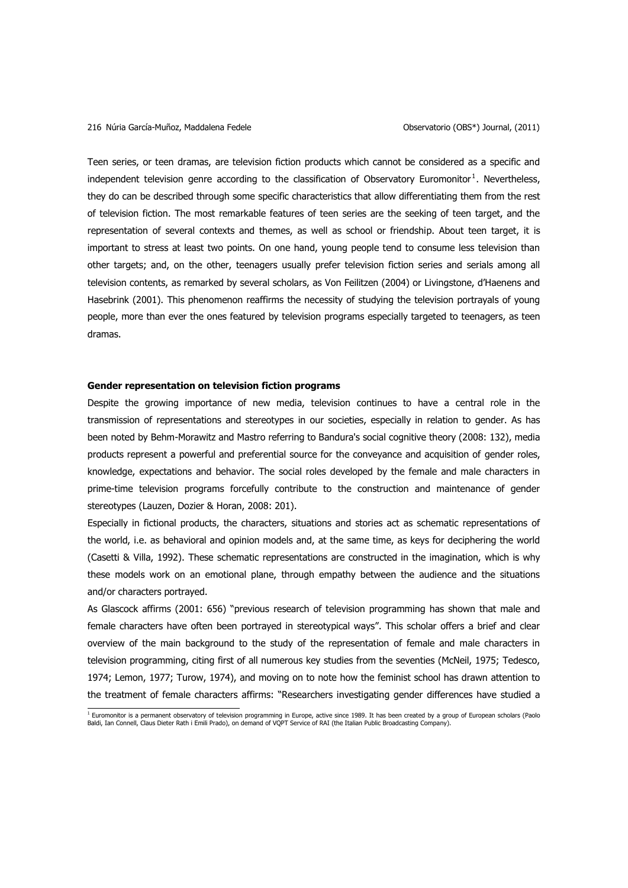Teen series, or teen dramas, are television fiction products which cannot be considered as a specific and independent television genre according to the classification of Observatory Euromonitor[1]. Nevertheless, they do can be described through some specific characteristics that allow differentiating them from the rest of television fiction. The most remarkable features of teen series are the seeking of teen target, and the representation of several contexts and themes, as well as school or friendship. About teen target, it is important to stress at least two points. On one hand, young people tend to consume less television than other targets; and, on the other, teenagers usually prefer television fiction series and serials among all television contents, as remarked by several scholars, as Von Feilitzen (2004) or Livingstone, d'Haenens and Hasebrink (2001). This phenomenon reaffirms the necessity of studying the television portrayals of young people, more than ever the ones featured by television programs especially targeted to teenagers, as teen dramas.

## Gender representation on television fiction programs

Despite the growing importance of new media, television continues to have a central role in the transmission of representations and stereotypes in our societies, especially in relation to gender. As has been noted by Behm-Morawitz and Mastro referring to Bandura's social cognitive theory (2008: 132), media products represent a powerful and preferential source for the conveyance and acquisition of gender roles, knowledge, expectations and behavior. The social roles developed by the female and male characters in prime-time television programs forcefully contribute to the construction and maintenance of gender stereotypes (Lauzen, Dozier & Horan, 2008: 201).

Especially in fictional products, the characters, situations and stories act as schematic representations of the world, i.e. as behavioral and opinion models and, at the same time, as keys for deciphering the world (Casetti & Villa, 1992). These schematic representations are constructed in the imagination, which is why these models work on an emotional plane, through empathy between the audience and the situations and/or characters portrayed.

As Glascock affirms (2001: 656) "previous research of television programming has shown that male and female characters have often been portrayed in stereotypical ways". This scholar offers a brief and clear overview of the main background to the study of the representation of female and male characters in television programming, citing first of all numerous key studies from the seventies (McNeil, 1975; Tedesco, 1974; Lemon, 1977; Turow, 1974), and moving on to note how the feminist school has drawn attention to the treatment of female characters affirms: "Researchers investigating gender differences have studied a

[1] Euromonitor is a permanent observatory of television programming in Europe, active since 1989. It has been created by a group of European scholars (Paolo Baldi, Ian Connell, Claus Dieter Rath i Emili Prado), on demand of VQPT Service of RAI (the Italian Public Broadcasting Company).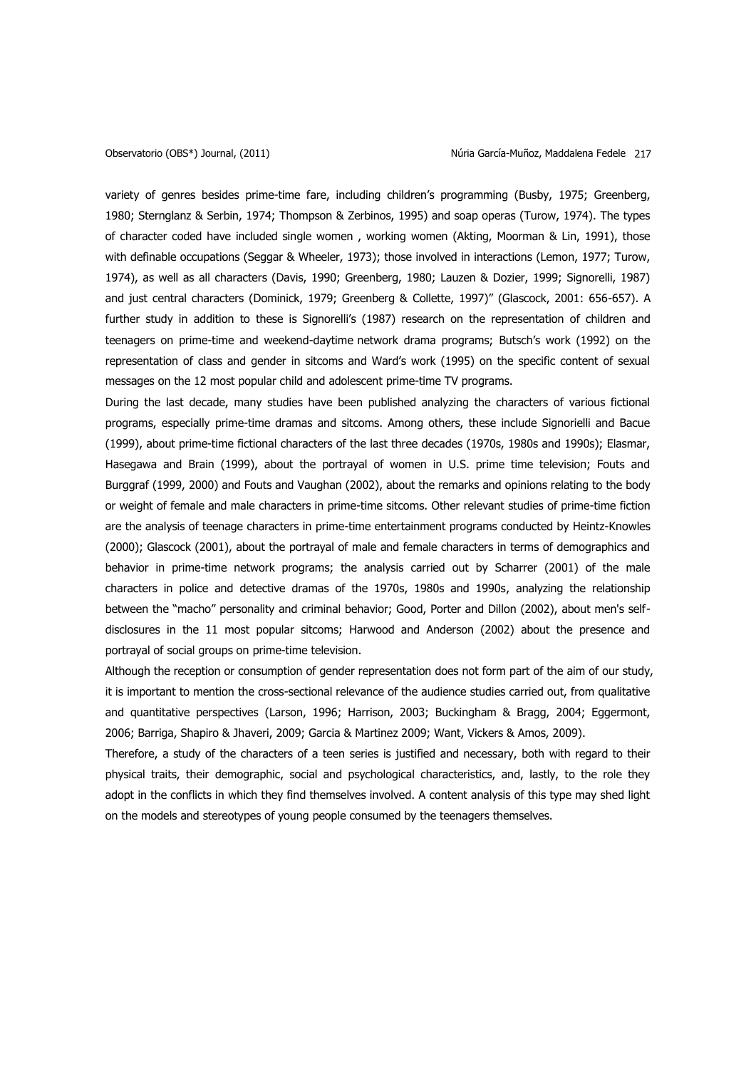variety of genres besides prime-time fare, including children's programming (Busby, 1975; Greenberg, 1980; Sternglanz & Serbin, 1974; Thompson & Zerbinos, 1995) and soap operas (Turow, 1974). The types of character coded have included single women , working women (Akting, Moorman & Lin, 1991), those with definable occupations (Seggar & Wheeler, 1973); those involved in interactions (Lemon, 1977; Turow, 1974), as well as all characters (Davis, 1990; Greenberg, 1980; Lauzen & Dozier, 1999; Signorelli, 1987) and just central characters (Dominick, 1979; Greenberg & Collette, 1997)" (Glascock, 2001: 656-657). A further study in addition to these is Signorelli's (1987) research on the representation of children and teenagers on prime-time and weekend-daytime network drama programs; Butsch's work (1992) on the representation of class and gender in sitcoms and Ward's work (1995) on the specific content of sexual messages on the 12 most popular child and adolescent prime-time TV programs.

During the last decade, many studies have been published analyzing the characters of various fictional programs, especially prime-time dramas and sitcoms. Among others, these include Signorielli and Bacue (1999), about prime-time fictional characters of the last three decades (1970s, 1980s and 1990s); Elasmar, Hasegawa and Brain (1999), about the portrayal of women in U.S. prime time television; Fouts and Burggraf (1999, 2000) and Fouts and Vaughan (2002), about the remarks and opinions relating to the body or weight of female and male characters in prime-time sitcoms. Other relevant studies of prime-time fiction are the analysis of teenage characters in prime-time entertainment programs conducted by Heintz-Knowles (2000); Glascock (2001), about the portrayal of male and female characters in terms of demographics and behavior in prime-time network programs; the analysis carried out by Scharrer (2001) of the male characters in police and detective dramas of the 1970s, 1980s and 1990s, analyzing the relationship between the "macho" personality and criminal behavior; Good, Porter and Dillon (2002), about men's self-disclosures in the 11 most popular sitcoms; Harwood and Anderson (2002) about the presence and portrayal of social groups on prime-time television.

Although the reception or consumption of gender representation does not form part of the aim of our study, it is important to mention the cross-sectional relevance of the audience studies carried out, from qualitative and quantitative perspectives (Larson, 1996; Harrison, 2003; Buckingham & Bragg, 2004; Eggermont, 2006; Barriga, Shapiro & Jhaveri, 2009; Garcia & Martinez 2009; Want, Vickers & Amos, 2009).

Therefore, a study of the characters of a teen series is justified and necessary, both with regard to their physical traits, their demographic, social and psychological characteristics, and, lastly, to the role they adopt in the conflicts in which they find themselves involved. A content analysis of this type may shed light on the models and stereotypes of young people consumed by the teenagers themselves.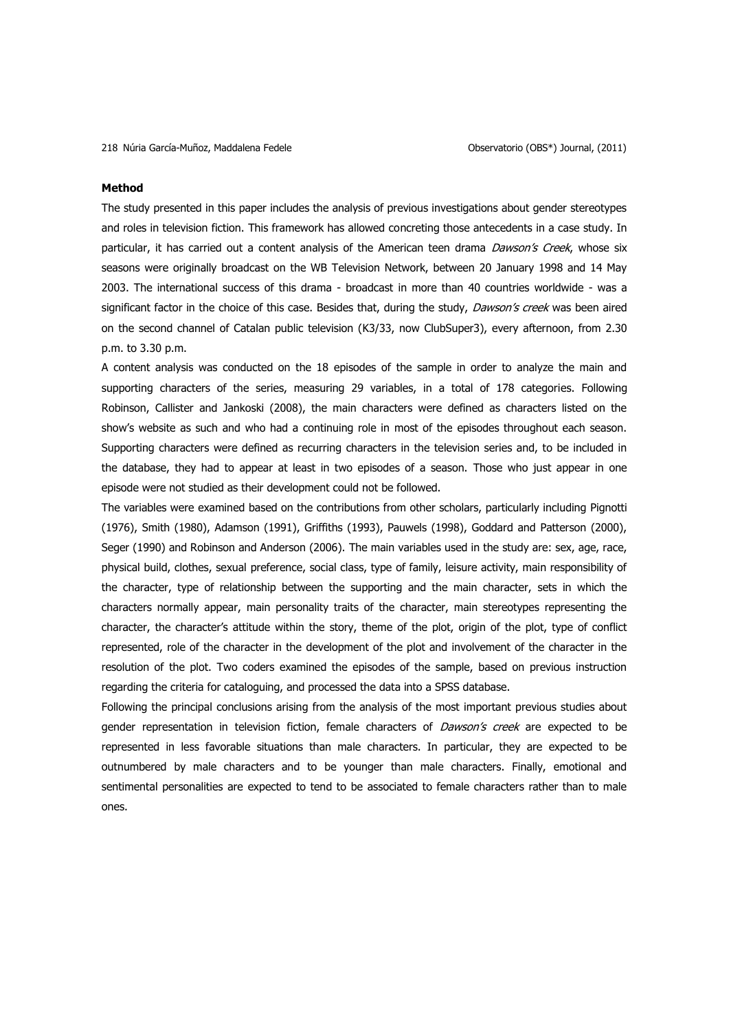**Method**

The study presented in this paper includes the analysis of previous investigations about gender stereotypes and roles in television fiction. This framework has allowed concreting those antecedents in a case study. In particular, it has carried out a content analysis of the American teen drama *Dawson's Creek*, whose six seasons were originally broadcast on the WB Television Network, between 20 January 1998 and 14 May 2003. The international success of this drama - broadcast in more than 40 countries worldwide - was a significant factor in the choice of this case. Besides that, during the study, *Dawson's creek* was been aired on the second channel of Catalan public television (K3/33, now ClubSuper3), every afternoon, from 2.30 p.m. to 3.30 p.m.

A content analysis was conducted on the 18 episodes of the sample in order to analyze the main and supporting characters of the series, measuring 29 variables, in a total of 178 categories. Following Robinson, Callister and Jankoski (2008), the main characters were defined as characters listed on the show's website as such and who had a continuing role in most of the episodes throughout each season. Supporting characters were defined as recurring characters in the television series and, to be included in the database, they had to appear at least in two episodes of a season. Those who just appear in one episode were not studied as their development could not be followed.

The variables were examined based on the contributions from other scholars, particularly including Pignotti (1976), Smith (1980), Adamson (1991), Griffiths (1993), Pauwels (1998), Goddard and Patterson (2000), Seger (1990) and Robinson and Anderson (2006). The main variables used in the study are: sex, age, race, physical build, clothes, sexual preference, social class, type of family, leisure activity, main responsibility of the character, type of relationship between the supporting and the main character, sets in which the characters normally appear, main personality traits of the character, main stereotypes representing the character, the character's attitude within the story, theme of the plot, origin of the plot, type of conflict represented, role of the character in the development of the plot and involvement of the character in the resolution of the plot. Two coders examined the episodes of the sample, based on previous instruction regarding the criteria for cataloguing, and processed the data into a SPSS database.

Following the principal conclusions arising from the analysis of the most important previous studies about gender representation in television fiction, female characters of *Dawson's creek* are expected to be represented in less favorable situations than male characters. In particular, they are expected to be outnumbered by male characters and to be younger than male characters. Finally, emotional and sentimental personalities are expected to tend to be associated to female characters rather than to male ones.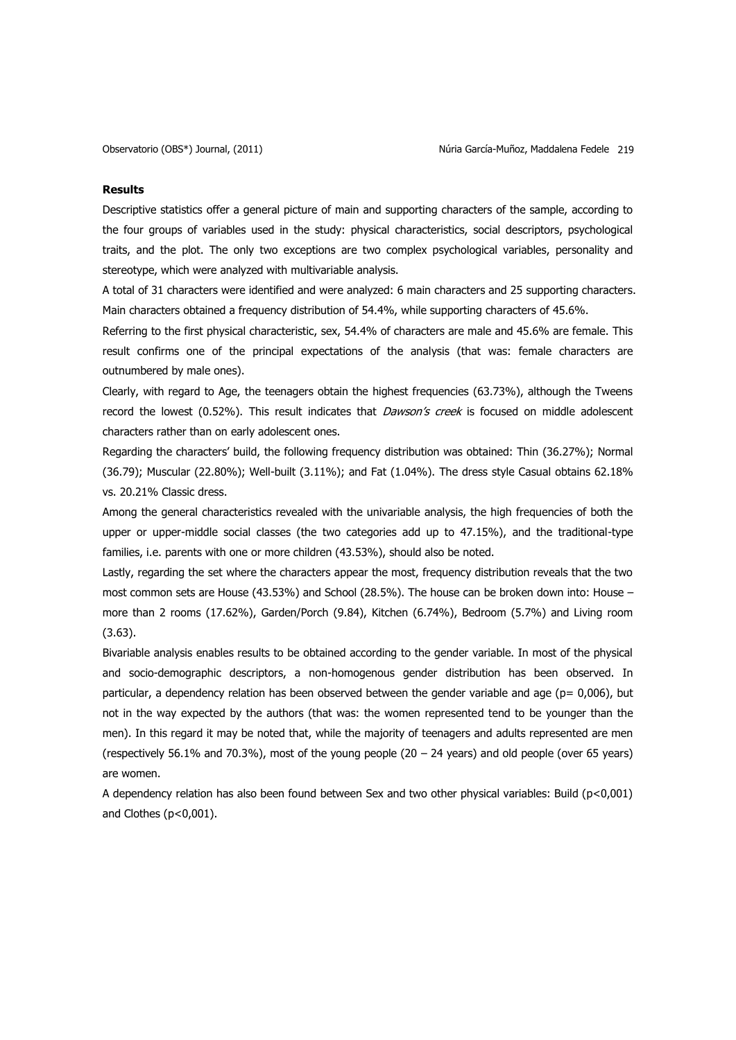**Results**

Descriptive statistics offer a general picture of main and supporting characters of the sample, according to the four groups of variables used in the study: physical characteristics, social descriptors, psychological traits, and the plot. The only two exceptions are two complex psychological variables, personality and stereotype, which were analyzed with multivariable analysis.

A total of 31 characters were identified and were analyzed: 6 main characters and 25 supporting characters. Main characters obtained a frequency distribution of 54.4%, while supporting characters of 45.6%.

Referring to the first physical characteristic, sex, 54.4% of characters are male and 45.6% are female. This result confirms one of the principal expectations of the analysis (that was: female characters are outnumbered by male ones).

Clearly, with regard to Age, the teenagers obtain the highest frequencies (63.73%), although the Tweens record the lowest (0.52%). This result indicates that *Dawson's creek* is focused on middle adolescent characters rather than on early adolescent ones.

Regarding the characters' build, the following frequency distribution was obtained: Thin (36.27%); Normal (36.79); Muscular (22.80%); Well-built (3.11%); and Fat (1.04%). The dress style Casual obtains 62.18% vs. 20.21% Classic dress.

Among the general characteristics revealed with the univariable analysis, the high frequencies of both the upper or upper-middle social classes (the two categories add up to 47.15%), and the traditional-type families, i.e. parents with one or more children (43.53%), should also be noted.

Lastly, regarding the set where the characters appear the most, frequency distribution reveals that the two most common sets are House (43.53%) and School (28.5%). The house can be broken down into: House – more than 2 rooms (17.62%), Garden/Porch (9.84%), Kitchen (6.74%), Bedroom (5.7%) and Living room (3.63).

Bivariable analysis enables results to be obtained according to the gender variable. In most of the physical and socio-demographic descriptors, a non-homogenous gender distribution has been observed. In particular, a dependency relation has been observed between the gender variable and age ($p= 0,006$), but not in the way expected by the authors (that was: the women represented tend to be younger than the men). In this regard it may be noted that, while the majority of teenagers and adults represented are men (respectively 56.1% and 70.3%), most of the young people (20 – 24 years) and old people (over 65 years) are women.

A dependency relation has also been found between Sex and two other physical variables: Build ($p<0,001$) and Clothes ($p<0,001$).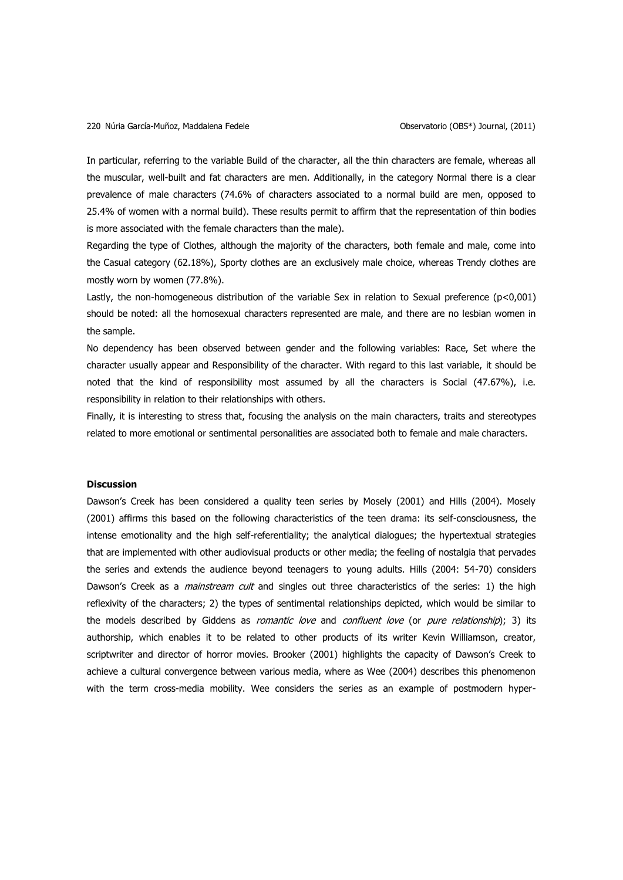In particular, referring to the variable Build of the character, all the thin characters are female, whereas all the muscular, well-built and fat characters are men. Additionally, in the category Normal there is a clear prevalence of male characters (74.6% of characters associated to a normal build are men, opposed to 25.4% of women with a normal build). These results permit to affirm that the representation of thin bodies is more associated with the female characters than the male).

Regarding the type of Clothes, although the majority of the characters, both female and male, come into the Casual category (62.18%), Sporty clothes are an exclusively male choice, whereas Trendy clothes are mostly worn by women (77.8%).

Lastly, the non-homogeneous distribution of the variable Sex in relation to Sexual preference ($p<0,001$) should be noted: all the homosexual characters represented are male, and there are no lesbian women in the sample.

No dependency has been observed between gender and the following variables: Race, Set where the character usually appear and Responsibility of the character. With regard to this last variable, it should be noted that the kind of responsibility most assumed by all the characters is Social (47.67%), i.e. responsibility in relation to their relationships with others.

Finally, it is interesting to stress that, focusing the analysis on the main characters, traits and stereotypes related to more emotional or sentimental personalities are associated both to female and male characters.

## Discussion

Dawson's Creek has been considered a quality teen series by Mosely (2001) and Hills (2004). Mosely (2001) affirms this based on the following characteristics of the teen drama: its self-consciousness, the intense emotionality and the high self-referentiality; the analytical dialogues; the hypertextual strategies that are implemented with other audiovisual products or other media; the feeling of nostalgia that pervades the series and extends the audience beyond teenagers to young adults. Hills (2004: 54-70) considers Dawson's Creek as a *mainstream cult* and singles out three characteristics of the series: 1) the high reflexivity of the characters; 2) the types of sentimental relationships depicted, which would be similar to the models described by Giddens as *romantic love* and *confluent love* (or *pure relationship*); 3) its authorship, which enables it to be related to other products of its writer Kevin Williamson, creator, scriptwriter and director of horror movies. Brooker (2001) highlights the capacity of Dawson's Creek to achieve a cultural convergence between various media, where as Wee (2004) describes this phenomenon with the term cross-media mobility. Wee considers the series as an example of postmodern hyper-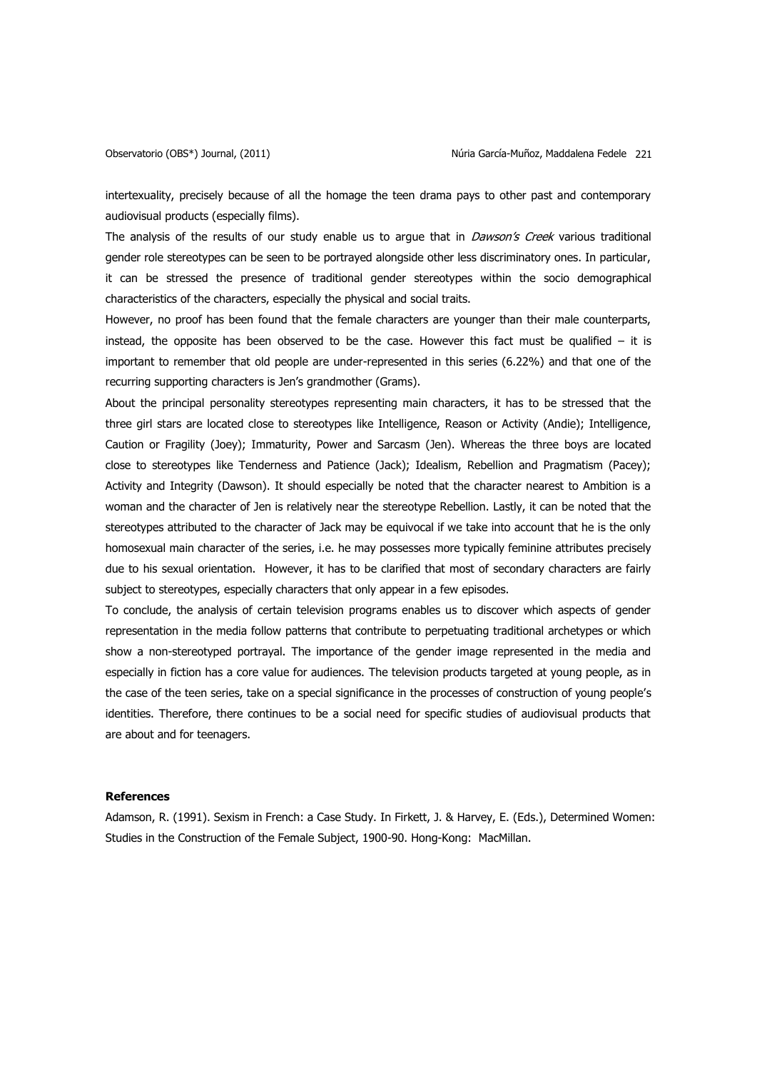intertexuality, precisely because of all the homage the teen drama pays to other past and contemporary audiovisual products (especially films).

The analysis of the results of our study enable us to argue that in *Dawson's Creek* various traditional gender role stereotypes can be seen to be portrayed alongside other less discriminatory ones. In particular, it can be stressed the presence of traditional gender stereotypes within the socio demographical characteristics of the characters, especially the physical and social traits.

However, no proof has been found that the female characters are younger than their male counterparts, instead, the opposite has been observed to be the case. However this fact must be qualified – it is important to remember that old people are under-represented in this series (6.22%) and that one of the recurring supporting characters is Jen's grandmother (Grams).

About the principal personality stereotypes representing main characters, it has to be stressed that the three girl stars are located close to stereotypes like Intelligence, Reason or Activity (Andie); Intelligence, Caution or Fragility (Joey); Immaturity, Power and Sarcasm (Jen). Whereas the three boys are located close to stereotypes like Tenderness and Patience (Jack); Idealism, Rebellion and Pragmatism (Pacey); Activity and Integrity (Dawson). It should especially be noted that the character nearest to Ambition is a woman and the character of Jen is relatively near the stereotype Rebellion. Lastly, it can be noted that the stereotypes attributed to the character of Jack may be equivocal if we take into account that he is the only homosexual main character of the series, i.e. he may possesses more typically feminine attributes precisely due to his sexual orientation. However, it has to be clarified that most of secondary characters are fairly subject to stereotypes, especially characters that only appear in a few episodes.

To conclude, the analysis of certain television programs enables us to discover which aspects of gender representation in the media follow patterns that contribute to perpetuating traditional archetypes or which show a non-stereotyped portrayal. The importance of the gender image represented in the media and especially in fiction has a core value for audiences. The television products targeted at young people, as in the case of the teen series, take on a special significance in the processes of construction of young people's identities. Therefore, there continues to be a social need for specific studies of audiovisual products that are about and for teenagers.

## References

Adamson, R. (1991). Sexism in French: a Case Study. In Firkett, J. & Harvey, E. (Eds.), Determined Women: Studies in the Construction of the Female Subject, 1900-90. Hong-Kong: MacMillan.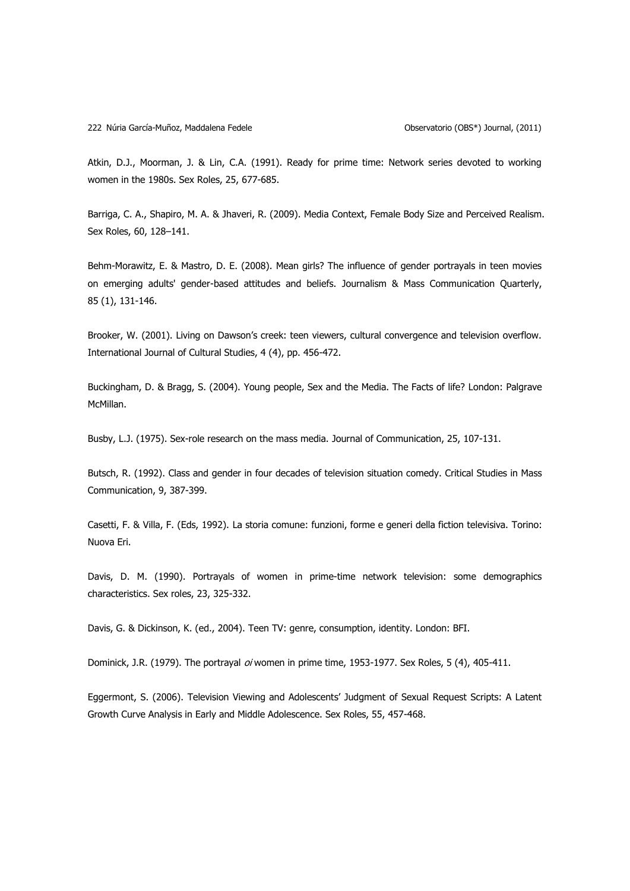Atkin, D.J., Moorman, J. & Lin, C.A. (1991). Ready for prime time: Network series devoted to working women in the 1980s. Sex Roles, 25, 677-685.

Barriga, C. A., Shapiro, M. A. & Jhaveri, R. (2009). Media Context, Female Body Size and Perceived Realism. Sex Roles, 60, 128–141.

Behm-Morawitz, E. & Mastro, D. E. (2008). Mean girls? The influence of gender portrayals in teen movies on emerging adults' gender-based attitudes and beliefs. Journalism & Mass Communication Quarterly, 85 (1), 131-146.

Brooker, W. (2001). Living on Dawson's creek: teen viewers, cultural convergence and television overflow. International Journal of Cultural Studies, 4 (4), pp. 456-472.

Buckingham, D. & Bragg, S. (2004). Young people, Sex and the Media. The Facts of life? London: Palgrave McMillan.

Busby, L.J. (1975). Sex-role research on the mass media. Journal of Communication, 25, 107-131.

Butsch, R. (1992). Class and gender in four decades of television situation comedy. Critical Studies in Mass Communication, 9, 387-399.

Casetti, F. & Villa, F. (Eds, 1992). La storia comune: funzioni, forme e generi della fiction televisiva. Torino: Nuova Eri.

Davis, D. M. (1990). Portrayals of women in prime-time network television: some demographics characteristics. Sex roles, 23, 325-332.

Davis, G. & Dickinson, K. (ed., 2004). Teen TV: genre, consumption, identity. London: BFI.

Dominick, J.R. (1979). The portrayal *oi* women in prime time, 1953-1977. Sex Roles, 5 (4), 405-411.

Eggermont, S. (2006). Television Viewing and Adolescents' Judgment of Sexual Request Scripts: A Latent Growth Curve Analysis in Early and Middle Adolescence. Sex Roles, 55, 457-468.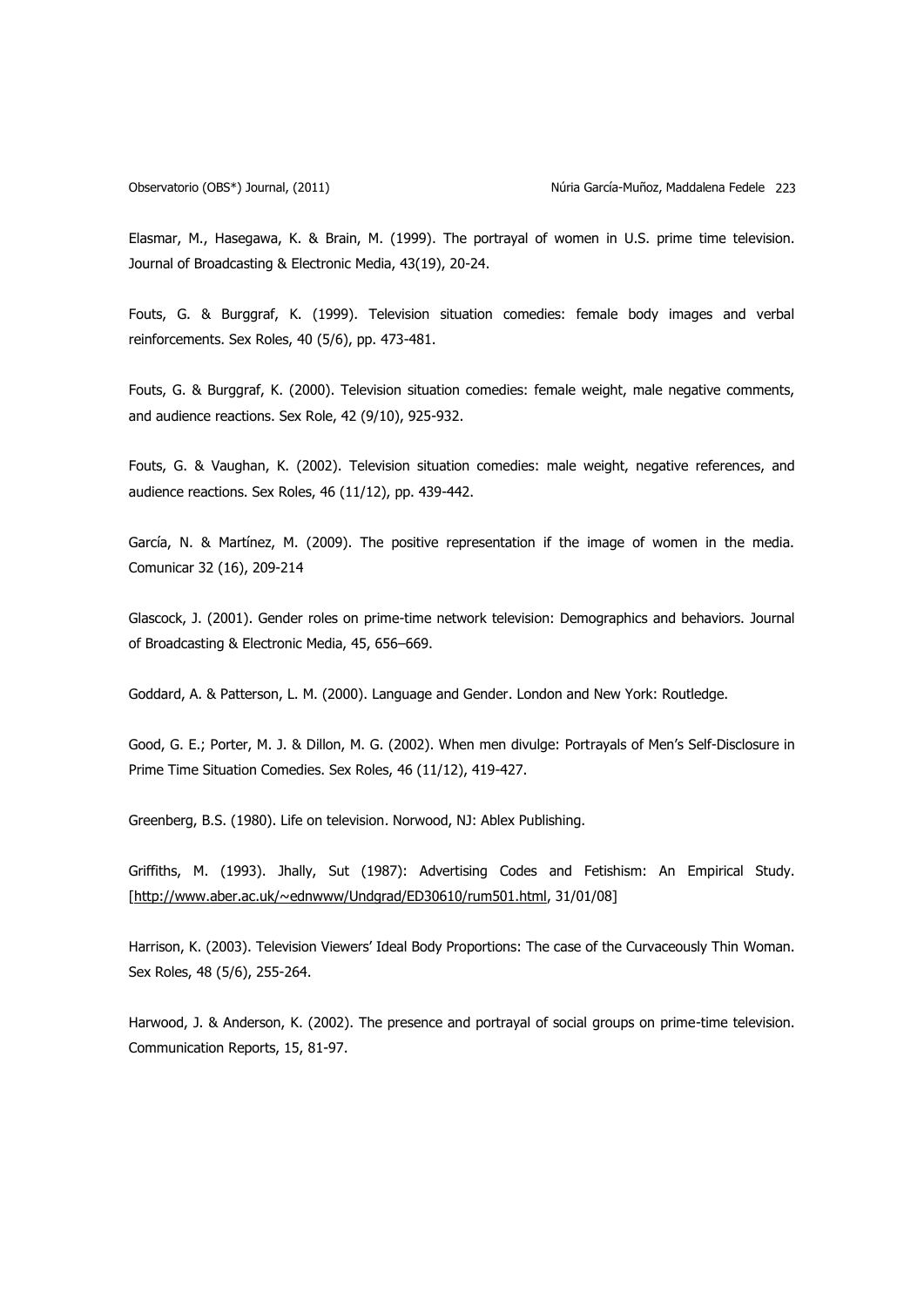Elasmar, M., Hasegawa, K. & Brain, M. (1999). The portrayal of women in U.S. prime time television. Journal of Broadcasting & Electronic Media, 43(19), 20-24.

Fouts, G. & Burggraf, K. (1999). Television situation comedies: female body images and verbal reinforcements. Sex Roles, 40 (5/6), pp. 473-481.

Fouts, G. & Burggraf, K. (2000). Television situation comedies: female weight, male negative comments, and audience reactions. Sex Role, 42 (9/10), 925-932.

Fouts, G. & Vaughan, K. (2002). Television situation comedies: male weight, negative references, and audience reactions. Sex Roles, 46 (11/12), pp. 439-442.

García, N. & Martínez, M. (2009). The positive representation if the image of women in the media. Comunicar 32 (16), 209-214

Glascock, J. (2001). Gender roles on prime-time network television: Demographics and behaviors. Journal of Broadcasting & Electronic Media, 45, 656–669.

Goddard, A. & Patterson, L. M. (2000). Language and Gender. London and New York: Routledge.

Good, G. E.; Porter, M. J. & Dillon, M. G. (2002). When men divulge: Portrayals of Men's Self-Disclosure in Prime Time Situation Comedies. Sex Roles, 46 (11/12), 419-427.

Greenberg, B.S. (1980). Life on television. Norwood, NJ: Ablex Publishing.

Griffiths, M. (1993). Jhally, Sut (1987): Advertising Codes and Fetishism: An Empirical Study. [http://www.aber.ac.uk/~ednwww/Undgrad/ED30610/rum501.html, 31/01/08]

Harrison, K. (2003). Television Viewers' Ideal Body Proportions: The case of the Curvaceously Thin Woman. Sex Roles, 48 (5/6), 255-264.

Harwood, J. & Anderson, K. (2002). The presence and portrayal of social groups on prime-time television. Communication Reports, 15, 81-97.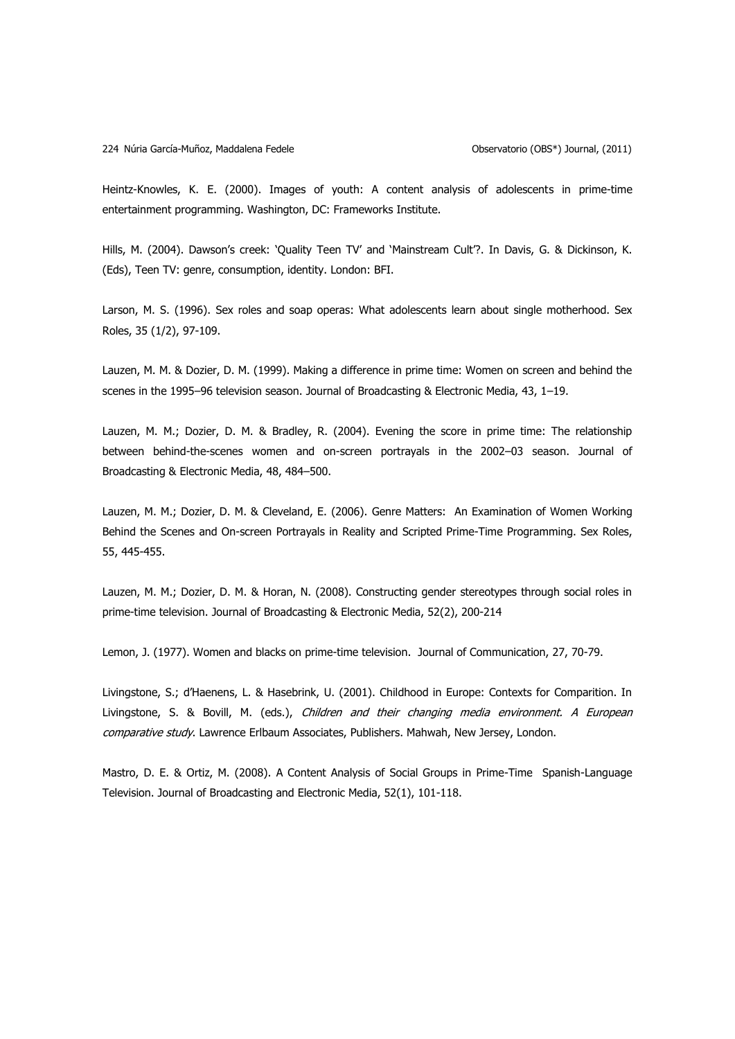Heintz-Knowles, K. E. (2000). Images of youth: A content analysis of adolescents in prime-time entertainment programming. Washington, DC: Frameworks Institute.

Hills, M. (2004). Dawson's creek: 'Quality Teen TV' and 'Mainstream Cult'?. In Davis, G. & Dickinson, K. (Eds), Teen TV: genre, consumption, identity. London: BFI.

Larson, M. S. (1996). Sex roles and soap operas: What adolescents learn about single motherhood. Sex Roles, 35 (1/2), 97-109.

Lauzen, M. M. & Dozier, D. M. (1999). Making a difference in prime time: Women on screen and behind the scenes in the 1995–96 television season. Journal of Broadcasting & Electronic Media, 43, 1–19.

Lauzen, M. M.; Dozier, D. M. & Bradley, R. (2004). Evening the score in prime time: The relationship between behind-the-scenes women and on-screen portrayals in the 2002–03 season. Journal of Broadcasting & Electronic Media, 48, 484–500.

Lauzen, M. M.; Dozier, D. M. & Cleveland, E. (2006). Genre Matters: An Examination of Women Working Behind the Scenes and On-screen Portrayals in Reality and Scripted Prime-Time Programming. Sex Roles, 55, 445-455.

Lauzen, M. M.; Dozier, D. M. & Horan, N. (2008). Constructing gender stereotypes through social roles in prime-time television. Journal of Broadcasting & Electronic Media, 52(2), 200-214

Lemon, J. (1977). Women and blacks on prime-time television. Journal of Communication, 27, 70-79.

Livingstone, S.; d'Haenens, L. & Hasebrink, U. (2001). Childhood in Europe: Contexts for Comparition. In Livingstone, S. & Bovill, M. (eds.), *Children and their changing media environment. A European comparative study*. Lawrence Erlbaum Associates, Publishers. Mahwah, New Jersey, London.

Mastro, D. E. & Ortiz, M. (2008). A Content Analysis of Social Groups in Prime-Time Spanish-Language Television. Journal of Broadcasting and Electronic Media, 52(1), 101-118.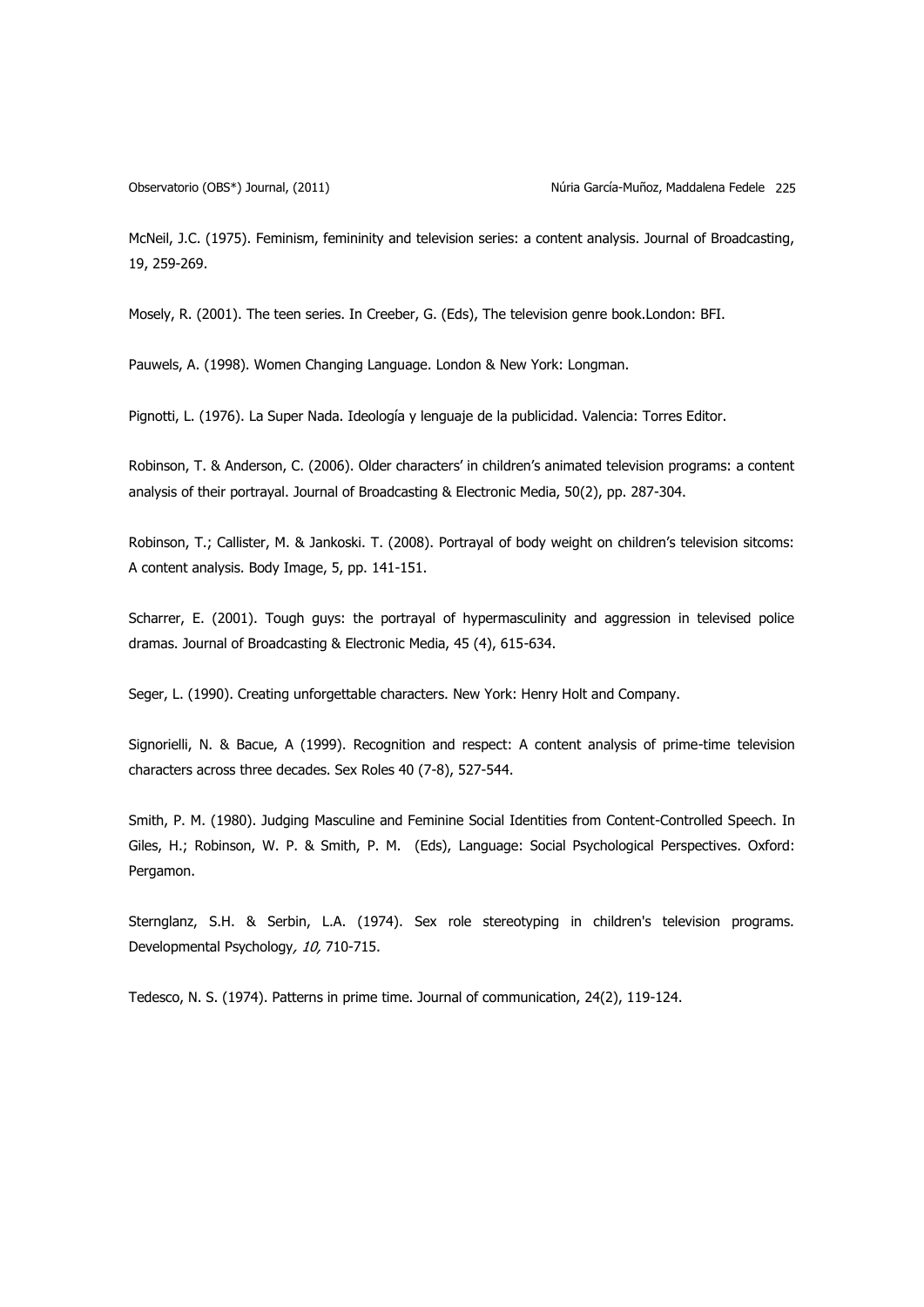McNeil, J.C. (1975). Feminism, femininity and television series: a content analysis. Journal of Broadcasting, 19, 259-269.

Mosely, R. (2001). The teen series. In Creeber, G. (Eds), The television genre book.London: BFI.

Pauwels, A. (1998). Women Changing Language. London & New York: Longman.

Pignotti, L. (1976). La Super Nada. Ideología y lenguaje de la publicidad. Valencia: Torres Editor.

Robinson, T. & Anderson, C. (2006). Older characters' in children's animated television programs: a content analysis of their portrayal. Journal of Broadcasting & Electronic Media, 50(2), pp. 287-304.

Robinson, T.; Callister, M. & Jankoski. T. (2008). Portrayal of body weight on children's television sitcoms: A content analysis. Body Image, 5, pp. 141-151.

Scharrer, E. (2001). Tough guys: the portrayal of hypermasculinity and aggression in televised police dramas. Journal of Broadcasting & Electronic Media, 45 (4), 615-634.

Seger, L. (1990). Creating unforgettable characters. New York: Henry Holt and Company.

Signorielli, N. & Bacue, A (1999). Recognition and respect: A content analysis of prime-time television characters across three decades. Sex Roles 40 (7-8), 527-544.

Smith, P. M. (1980). Judging Masculine and Feminine Social Identities from Content-Controlled Speech. In Giles, H.; Robinson, W. P. & Smith, P. M. (Eds), Language: Social Psychological Perspectives. Oxford: Pergamon.

Sternglanz, S.H. & Serbin, L.A. (1974). Sex role stereotyping in children's television programs. Developmental Psychology*, 10,* 710-715.

Tedesco, N. S. (1974). Patterns in prime time. Journal of communication, 24(2), 119-124.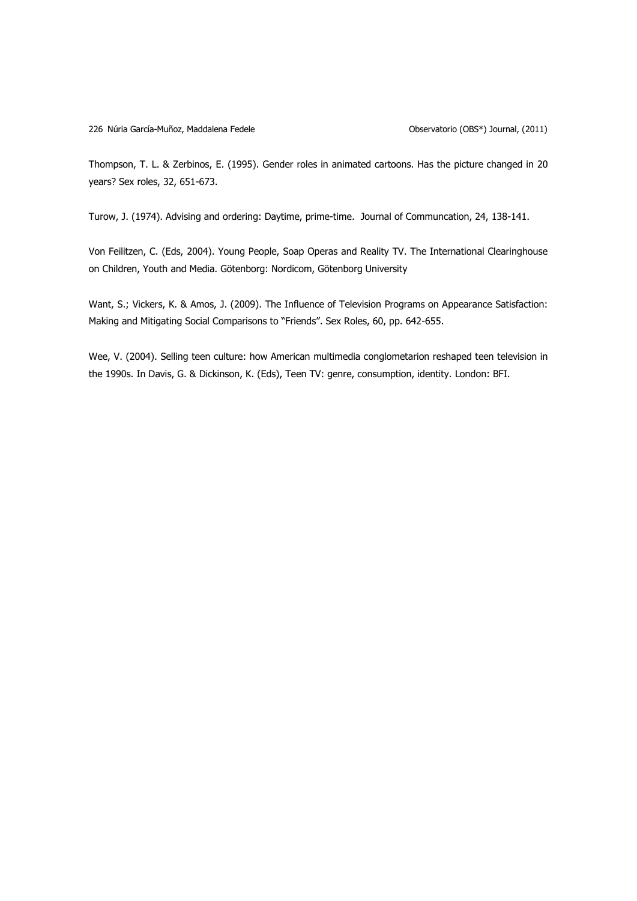Thompson, T. L. & Zerbinos, E. (1995). Gender roles in animated cartoons. Has the picture changed in 20 years? Sex roles, 32, 651-673.

Turow, J. (1974). Advising and ordering: Daytime, prime-time. Journal of Communcation, 24, 138-141.

Von Feilitzen, C. (Eds, 2004). Young People, Soap Operas and Reality TV. The International Clearinghouse on Children, Youth and Media. Götenborg: Nordicom, Götenborg University

Want, S.; Vickers, K. & Amos, J. (2009). The Influence of Television Programs on Appearance Satisfaction: Making and Mitigating Social Comparisons to "Friends". Sex Roles, 60, pp. 642-655.

Wee, V. (2004). Selling teen culture: how American multimedia conglometarion reshaped teen television in the 1990s. In Davis, G. & Dickinson, K. (Eds), Teen TV: genre, consumption, identity. London: BFI.